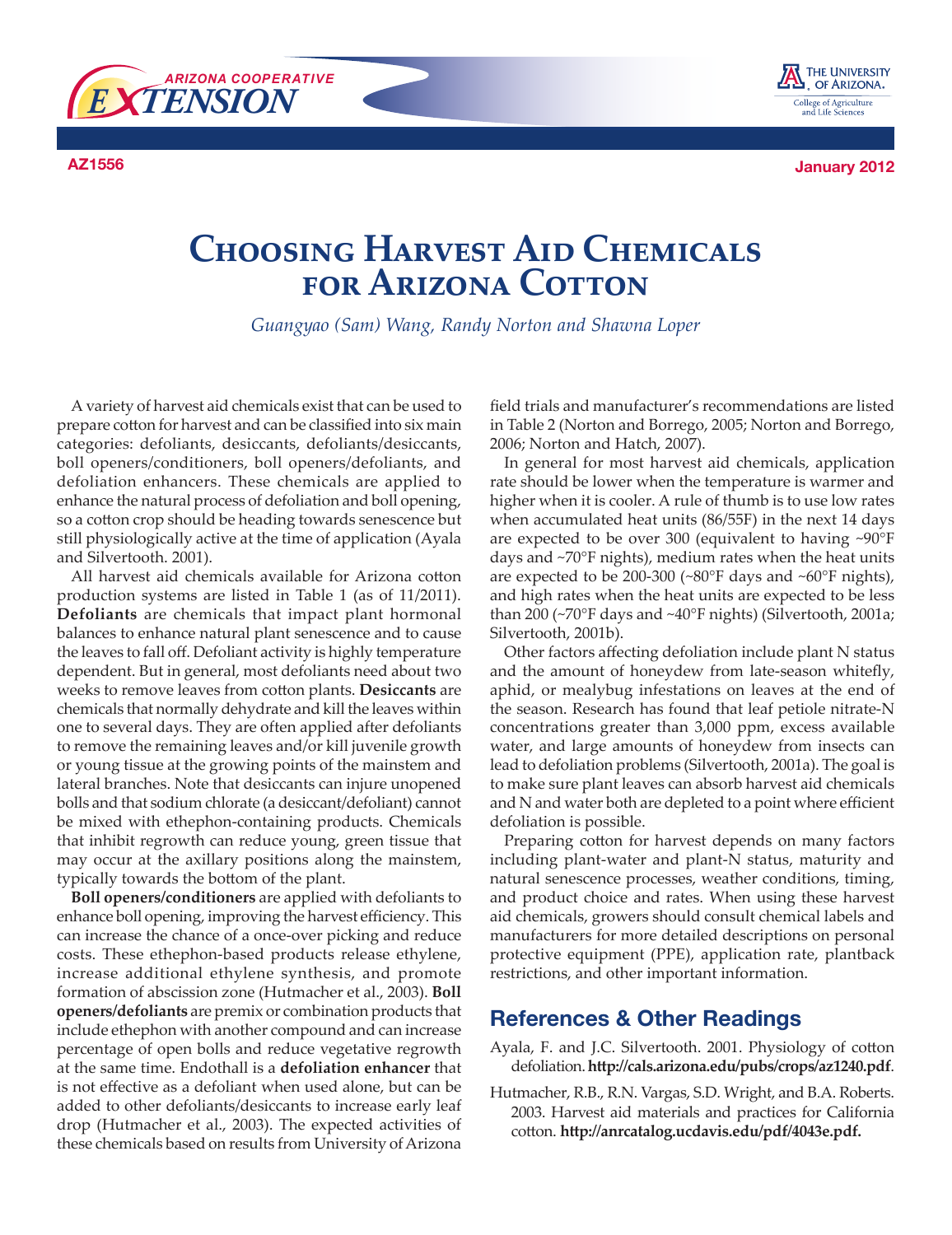AZ1556 January 2012

# Choosing Harvest Aid Chemicals for Arizona Cotton

*Guangyao (Sam) Wang, Randy Norton and Shawna Loper*

A variety of harvest aid chemicals exist that can be used to prepare cotton for harvest and can be classified into six main categories: defoliants, desiccants, defoliants/desiccants, boll openers/conditioners, boll openers/defoliants, and defoliation enhancers. These chemicals are applied to enhance the natural process of defoliation and boll opening, so a cotton crop should be heading towards senescence but still physiologically active at the time of application (Ayala and Silvertooth. 2001).

All harvest aid chemicals available for Arizona cotton production systems are listed in Table 1 (as of 11/2011). **Defoliants** are chemicals that impact plant hormonal balances to enhance natural plant senescence and to cause the leaves to fall off. Defoliant activity is highly temperature dependent. But in general, most defoliants need about two weeks to remove leaves from cotton plants. **Desiccants** are chemicals that normally dehydrate and kill the leaves within one to several days. They are often applied after defoliants to remove the remaining leaves and/or kill juvenile growth or young tissue at the growing points of the mainstem and lateral branches. Note that desiccants can injure unopened bolls and that sodium chlorate (a desiccant/defoliant) cannot be mixed with ethephon-containing products. Chemicals that inhibit regrowth can reduce young, green tissue that may occur at the axillary positions along the mainstem, typically towards the bottom of the plant.

**Boll openers/conditioners** are applied with defoliants to enhance boll opening, improving the harvest efficiency. This can increase the chance of a once-over picking and reduce costs. These ethephon-based products release ethylene, increase additional ethylene synthesis, and promote formation of abscission zone (Hutmacher et al., 2003). **Boll openers/defoliants** are premix or combination products that include ethephon with another compound and can increase percentage of open bolls and reduce vegetative regrowth at the same time. Endothall is a **defoliation enhancer** that is not effective as a defoliant when used alone, but can be added to other defoliants/desiccants to increase early leaf drop (Hutmacher et al., 2003). The expected activities of these chemicals based on results from University of Arizona field trials and manufacturer's recommendations are listed in Table 2 (Norton and Borrego, 2005; Norton and Borrego, 2006; Norton and Hatch, 2007).

In general for most harvest aid chemicals, application rate should be lower when the temperature is warmer and higher when it is cooler. A rule of thumb is to use low rates when accumulated heat units (86/55F) in the next 14 days are expected to be over 300 (equivalent to having ~90°F days and ~70°F nights), medium rates when the heat units are expected to be 200-300 (~80°F days and ~60°F nights), and high rates when the heat units are expected to be less than 200 (~70°F days and ~40°F nights) (Silvertooth, 2001a; Silvertooth, 2001b).

Other factors affecting defoliation include plant N status and the amount of honeydew from late-season whitefly, aphid, or mealybug infestations on leaves at the end of the season. Research has found that leaf petiole nitrate-N concentrations greater than 3,000 ppm, excess available water, and large amounts of honeydew from insects can lead to defoliation problems (Silvertooth, 2001a). The goal is to make sure plant leaves can absorb harvest aid chemicals and N and water both are depleted to a point where efficient defoliation is possible.

Preparing cotton for harvest depends on many factors including plant-water and plant-N status, maturity and natural senescence processes, weather conditions, timing, and product choice and rates. When using these harvest aid chemicals, growers should consult chemical labels and manufacturers for more detailed descriptions on personal protective equipment (PPE), application rate, plantback restrictions, and other important information.

## References & Other Readings

Ayala, F. and J.C. Silvertooth. 2001. Physiology of cotton defoliation. **http://cals.arizona.edu/pubs/crops/az1240.pdf**.

Hutmacher, R.B., R.N. Vargas, S.D. Wright, and B.A. Roberts. 2003. Harvest aid materials and practices for California cotton. **http://anrcatalog.ucdavis.edu/pdf/4043e.pdf.**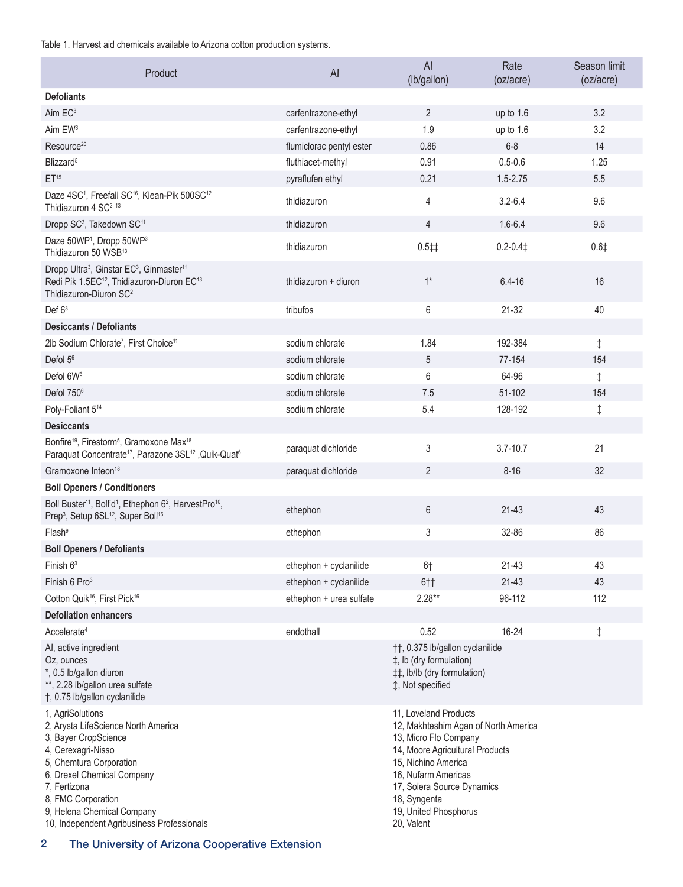Table 1. Harvest aid chemicals available to Arizona cotton production systems.

| Product | AI | AI (lb/gallon) | Rate (oz/acre) | Season limit (oz/acre) |
|---|---|---|---|---|
| **Defoliants** | | | | |
| Aim EC[8] | carfentrazone-ethyl | 2 | up to 1.6 | 3.2 |
| Aim EW[8] | carfentrazone-ethyl | 1.9 | up to 1.6 | 3.2 |
| Resource[20] | flumiclorac pentyl ester | 0.86 | 6-8 | 14 |
| Blizzard[5] | fluthiacet-methyl | 0.91 | 0.5-0.6 | 1.25 |
| ET[15] | pyraflufen ethyl | 0.21 | 1.5-2.75 | 5.5 |
| Daze 4SC[1], Freefall SC[16], Klean-Pik 500SC[12] Thidiazuron 4 SC[2, 13] | thidiazuron | 4 | 3.2-6.4 | 9.6 |
| Dropp SC[3], Takedown SC[11] | thidiazuron | 4 | 1.6-6.4 | 9.6 |
| Daze 50WP[1], Dropp 50WP[3] Thidiazuron 50 WSB[13] | thidiazuron | 0.5‡‡ | 0.2-0.4‡ | 0.6‡ |
| Dropp Ultra[3], Ginstar EC[3], Ginmaster[11] Redi Pik 1.5EC[12], Thidiazuron-Diuron EC[13] Thidiazuron-Diuron SC[2] | thidiazuron + diuron | 1* | 6.4-16 | 16 |
| Def 6[3] | tribufos | 6 | 21-32 | 40 |
| **Desiccants / Defoliants** | | | | |
| 2lb Sodium Chlorate[7], First Choice[11] | sodium chlorate | 1.84 | 192-384 | ↕ |
| Defol 5[6] | sodium chlorate | 5 | 77-154 | 154 |
| Defol 6W[6] | sodium chlorate | 6 | 64-96 | ↕ |
| Defol 750[6] | sodium chlorate | 7.5 | 51-102 | 154 |
| Poly-Foliant 5[14] | sodium chlorate | 5.4 | 128-192 | ↕ |
| **Desiccants** | | | | |
| Bonfire[19], Firestorm[5], Gramoxone Max[18] Paraquat Concentrate[17], Parazone 3SL[12] ,Quik-Quat[6] | paraquat dichloride | 3 | 3.7-10.7 | 21 |
| Gramoxone Inteon[18] | paraquat dichloride | 2 | 8-16 | 32 |
| **Boll Openers / Conditioners** | | | | |
| Boll Buster[11], Boll'd[1], Ethephon 6[2], HarvestPro[10], Prep[3], Setup 6SL[12], Super Boll[16] | ethephon | 6 | 21-43 | 43 |
| Flash[9] | ethephon | 3 | 32-86 | 86 |
| **Boll Openers / Defoliants** | | | | |
| Finish 6[3] | ethephon + cyclanilide | 6† | 21-43 | 43 |
| Finish 6 Pro[3] | ethephon + cyclanilide | 6†† | 21-43 | 43 |
| Cotton Quik[16], First Pick[16] | ethephon + urea sulfate | 2.28** | 96-112 | 112 |
| **Defoliation enhancers** | | | | |
| Accelerate[4] | endothall | 0.52 | 16-24 | ↕ |

AI, active ingredient
Oz, ounces
*, 0.5 lb/gallon diuron
**, 2.28 lb/gallon urea sulfate
†, 0.75 lb/gallon cyclanilide
††, 0.375 lb/gallon cyclanilide
‡, lb (dry formulation)
‡‡, lb/lb (dry formulation)
↕, Not specified

1, AgriSolutions
2, Arysta LifeScience North America
3, Bayer CropScience
4, Cerexagri-Nisso
5, Chemtura Corporation
6, Drexel Chemical Company
7, Fertizona
8, FMC Corporation
9, Helena Chemical Company
10, Independent Agribusiness Professionals
11, Loveland Products
12, Makhteshim Agan of North America
13, Micro Flo Company
14, Moore Agricultural Products
15, Nichino America
16, Nufarm Americas
17, Solera Source Dynamics
18, Syngenta
19, United Phosphorus
20, Valent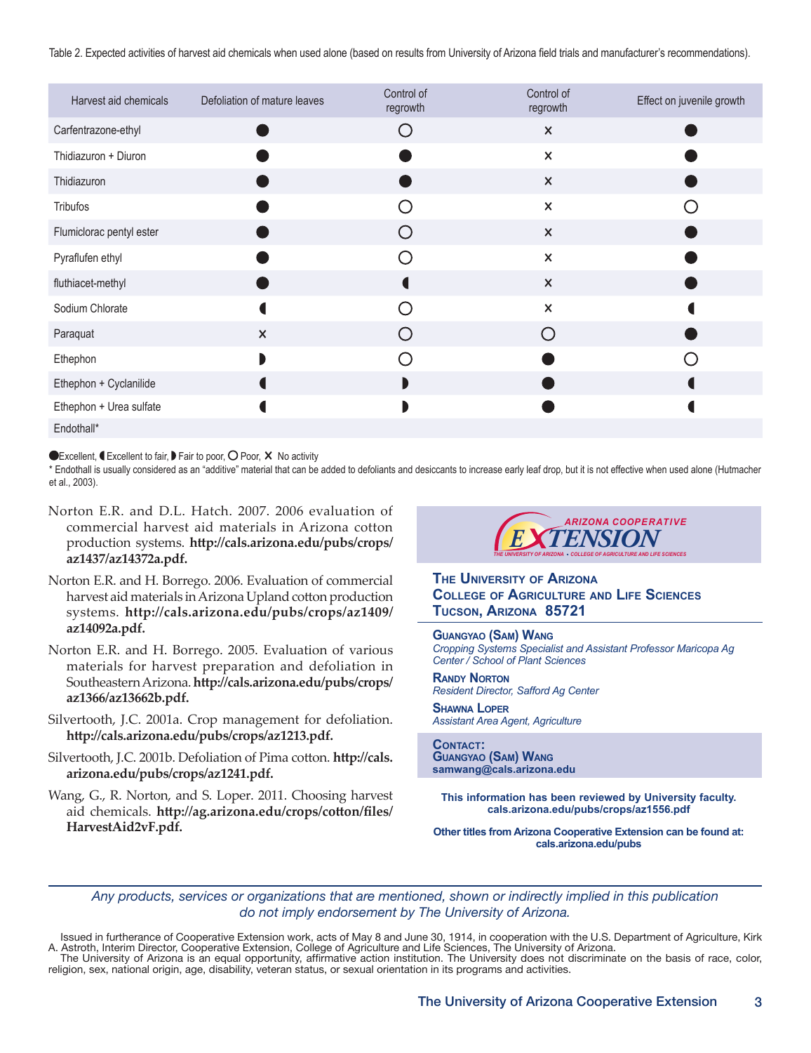Table 2. Expected activities of harvest aid chemicals when used alone (based on results from University of Arizona field trials and manufacturer's recommendations).

| Harvest aid chemicals | Defoliation of mature leaves | Control of regrowth | Control of regrowth | Effect on juvenile growth |
|---|---|---|---|---|
| Carfentrazone-ethyl | ● | ○ | × | ● |
| Thidiazuron + Diuron | ● | ● | × | ● |
| Thidiazuron | ● | ● | × | ● |
| Tribufos | ● | ○ | × | ○ |
| Flumiclorac pentyl ester | ● | ○ | × | ● |
| Pyraflufen ethyl | ● | ○ | × | ● |
| fluthiacet-methyl | ● | ◖ | × | ● |
| Sodium Chlorate | ◖ | ○ | × | ◖ |
| Paraquat | × | ○ | ○ | ● |
| Ethephon | ◗ | ○ | ● | ○ |
| Ethephon + Cyclanilide | ◖ | ◗ | ● | ◖ |
| Ethephon + Urea sulfate | ◖ | ◗ | ● | ◖ |
| Endothall* | | | | |

●Excellent, ◖Excellent to fair, ◗ Fair to poor, ○ Poor, × No activity

\* Endothall is usually considered as an "additive" material that can be added to defoliants and desiccants to increase early leaf drop, but it is not effective when used alone (Hutmacher et al., 2003).

Norton E.R. and D.L. Hatch. 2007. 2006 evaluation of commercial harvest aid materials in Arizona cotton production systems. **http://cals.arizona.edu/pubs/crops/az1437/az14372a.pdf.**

Norton E.R. and H. Borrego. 2006. Evaluation of commercial harvest aid materials in Arizona Upland cotton production systems. **http://cals.arizona.edu/pubs/crops/az1409/az14092a.pdf.**

Norton E.R. and H. Borrego. 2005. Evaluation of various materials for harvest preparation and defoliation in Southeastern Arizona. **http://cals.arizona.edu/pubs/crops/az1366/az13662b.pdf.**

Silvertooth, J.C. 2001a. Crop management for defoliation. **http://cals.arizona.edu/pubs/crops/az1213.pdf.**

Silvertooth, J.C. 2001b. Defoliation of Pima cotton. **http://cals.arizona.edu/pubs/crops/az1241.pdf.**

Wang, G., R. Norton, and S. Loper. 2011. Choosing harvest aid chemicals. **http://ag.arizona.edu/crops/cotton/files/HarvestAid2vF.pdf.**

ARIZONA COOPERATIVE EXTENSION
THE UNIVERSITY OF ARIZONA • COLLEGE OF AGRICULTURE AND LIFE SCIENCES

**THE UNIVERSITY OF ARIZONA**
**COLLEGE OF AGRICULTURE AND LIFE SCIENCES**
**TUCSON, ARIZONA 85721**

**GUANGYAO (SAM) WANG**
*Cropping Systems Specialist and Assistant Professor Maricopa Ag Center / School of Plant Sciences*

**RANDY NORTON**
*Resident Director, Safford Ag Center*

**SHAWNA LOPER**
*Assistant Area Agent, Agriculture*

**CONTACT:**
**GUANGYAO (SAM) WANG**
**samwang@cals.arizona.edu**

**This information has been reviewed by University faculty.**
**cals.arizona.edu/pubs/crops/az1556.pdf**

**Other titles from Arizona Cooperative Extension can be found at:**
**cals.arizona.edu/pubs**

*Any products, services or organizations that are mentioned, shown or indirectly implied in this publication do not imply endorsement by The University of Arizona.*

Issued in furtherance of Cooperative Extension work, acts of May 8 and June 30, 1914, in cooperation with the U.S. Department of Agriculture, Kirk A. Astroth, Interim Director, Cooperative Extension, College of Agriculture and Life Sciences, The University of Arizona.
The University of Arizona is an equal opportunity, affirmative action institution. The University does not discriminate on the basis of race, color, religion, sex, national origin, age, disability, veteran status, or sexual orientation in its programs and activities.